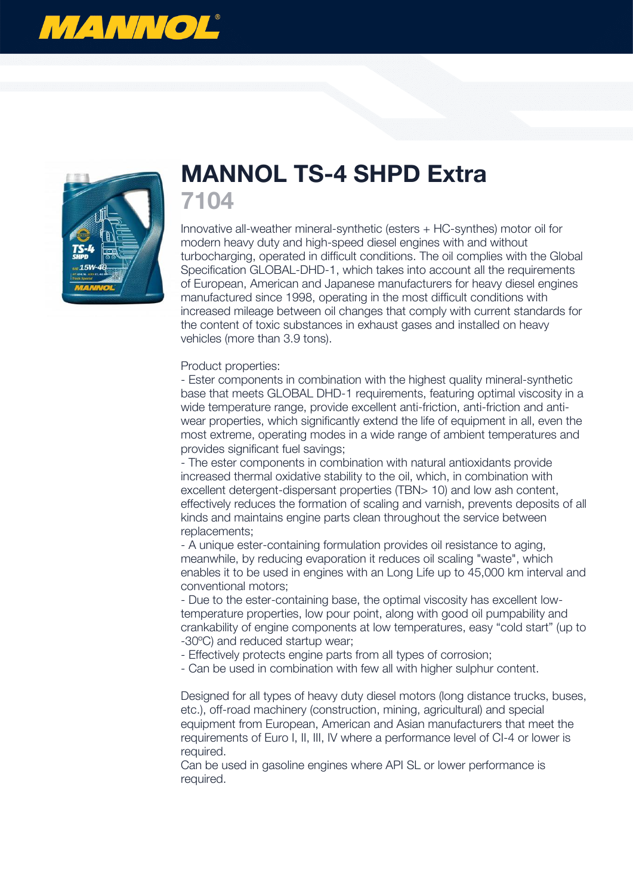# MANNOL TS-4 SHPD Extra

## 7104

Innovative all-weather mineral-synthetic (esters + HC-synthes) motor oil for modern heavy duty and high-speed diesel engines with and without turbocharging, operated in difficult conditions. The oil complies with the Global Specification GLOBAL-DHD-1, which takes into account all the requirements of European, American and Japanese manufacturers for heavy diesel engines manufactured since 1998, operating in the most difficult conditions with increased mileage between oil changes that comply with current standards for the content of toxic substances in exhaust gases and installed on heavy vehicles (more than 3.9 tons).

Product properties:

- Ester components in combination with the highest quality mineral-synthetic base that meets GLOBAL DHD-1 requirements, featuring optimal viscosity in a wide temperature range, provide excellent anti-friction, anti-friction and anti-wear properties, which significantly extend the life of equipment in all, even the most extreme, operating modes in a wide range of ambient temperatures and provides significant fuel savings;
- The ester components in combination with natural antioxidants provide increased thermal oxidative stability to the oil, which, in combination with excellent detergent-dispersant properties (TBN> 10) and low ash content, effectively reduces the formation of scaling and varnish, prevents deposits of all kinds and maintains engine parts clean throughout the service between replacements;
- A unique ester-containing formulation provides oil resistance to aging, meanwhile, by reducing evaporation it reduces oil scaling "waste", which enables it to be used in engines with an Long Life up to 45,000 km interval and conventional motors;
- Due to the ester-containing base, the optimal viscosity has excellent low-temperature properties, low pour point, along with good oil pumpability and crankability of engine components at low temperatures, easy “cold start” (up to -30ºC) and reduced startup wear;
- Effectively protects engine parts from all types of corrosion;
- Can be used in combination with few all with higher sulphur content.

Designed for all types of heavy duty diesel motors (long distance trucks, buses, etc.), off-road machinery (construction, mining, agricultural) and special equipment from European, American and Asian manufacturers that meet the requirements of Euro I, II, III, IV where a performance level of CI-4 or lower is required.

Can be used in gasoline engines where API SL or lower performance is required.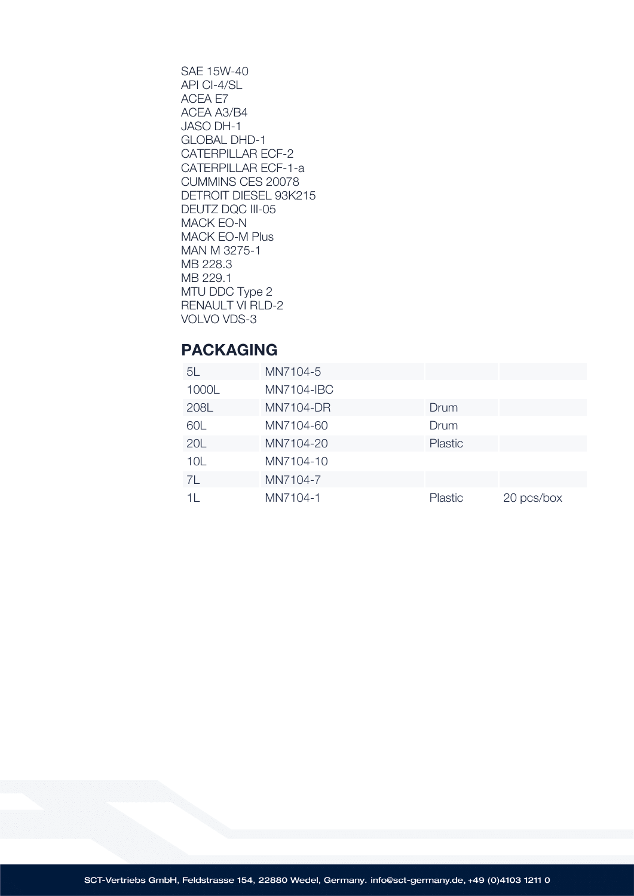SAE 15W-40
API CI-4/SL
ACEA E7
ACEA A3/B4
JASO DH-1
GLOBAL DHD-1
CATERPILLAR ECF-2
CATERPILLAR ECF-1-a
CUMMINS CES 20078
DETROIT DIESEL 93K215
DEUTZ DQC III-05
MACK EO-N
MACK EO-M Plus
MAN M 3275-1
MB 228.3
MB 229.1
MTU DDC Type 2
RENAULT VI RLD-2
VOLVO VDS-3

## PACKAGING

| | | | |
|---|---|---|---|
| 5L | MN7104-5 | | |
| 1000L | MN7104-IBC | | |
| 208L | MN7104-DR | Drum | |
| 60L | MN7104-60 | Drum | |
| 20L | MN7104-20 | Plastic | |
| 10L | MN7104-10 | | |
| 7L | MN7104-7 | | |
| 1L | MN7104-1 | Plastic | 20 pcs/box |

SCT-Vertriebs GmbH, Feldstrasse 154, 22880 Wedel, Germany. info@sct-germany.de, +49 (0)4103 1211 0